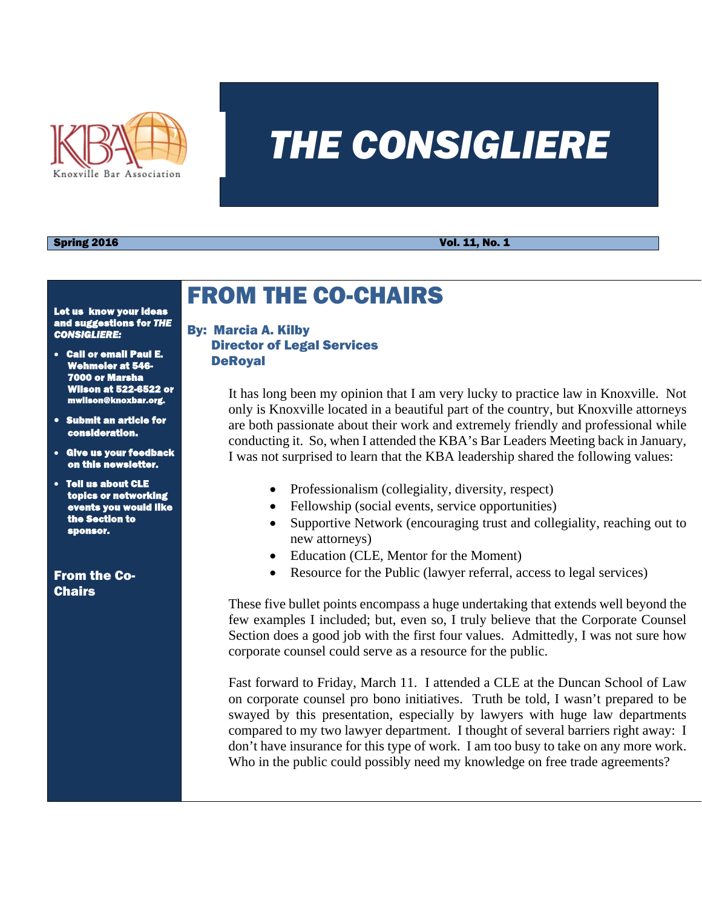# THE CONSIGLIERE

**Spring 2016** **Vol. 11, No. 1**

**Let us know your ideas and suggestions for *THE CONSIGLIERE:***

- **Call or email Paul E. Wehmeier at 546-7000 or Marsha Wilson at 522-6522 or mwilson@knoxbar.org.**
- **Submit an article for consideration.**
- **Give us your feedback on this newsletter.**
- **Tell us about CLE topics or networking events you would like the Section to sponsor.**

**From the Co-Chairs**

## FROM THE CO-CHAIRS

**By: Marcia A. Kilby**
**Director of Legal Services**
**DeRoyal**

It has long been my opinion that I am very lucky to practice law in Knoxville. Not only is Knoxville located in a beautiful part of the country, but Knoxville attorneys are both passionate about their work and extremely friendly and professional while conducting it. So, when I attended the KBA's Bar Leaders Meeting back in January, I was not surprised to learn that the KBA leadership shared the following values:

- Professionalism (collegiality, diversity, respect)
- Fellowship (social events, service opportunities)
- Supportive Network (encouraging trust and collegiality, reaching out to new attorneys)
- Education (CLE, Mentor for the Moment)
- Resource for the Public (lawyer referral, access to legal services)

These five bullet points encompass a huge undertaking that extends well beyond the few examples I included; but, even so, I truly believe that the Corporate Counsel Section does a good job with the first four values. Admittedly, I was not sure how corporate counsel could serve as a resource for the public.

Fast forward to Friday, March 11. I attended a CLE at the Duncan School of Law on corporate counsel pro bono initiatives. Truth be told, I wasn't prepared to be swayed by this presentation, especially by lawyers with huge law departments compared to my two lawyer department. I thought of several barriers right away: I don't have insurance for this type of work. I am too busy to take on any more work. Who in the public could possibly need my knowledge on free trade agreements?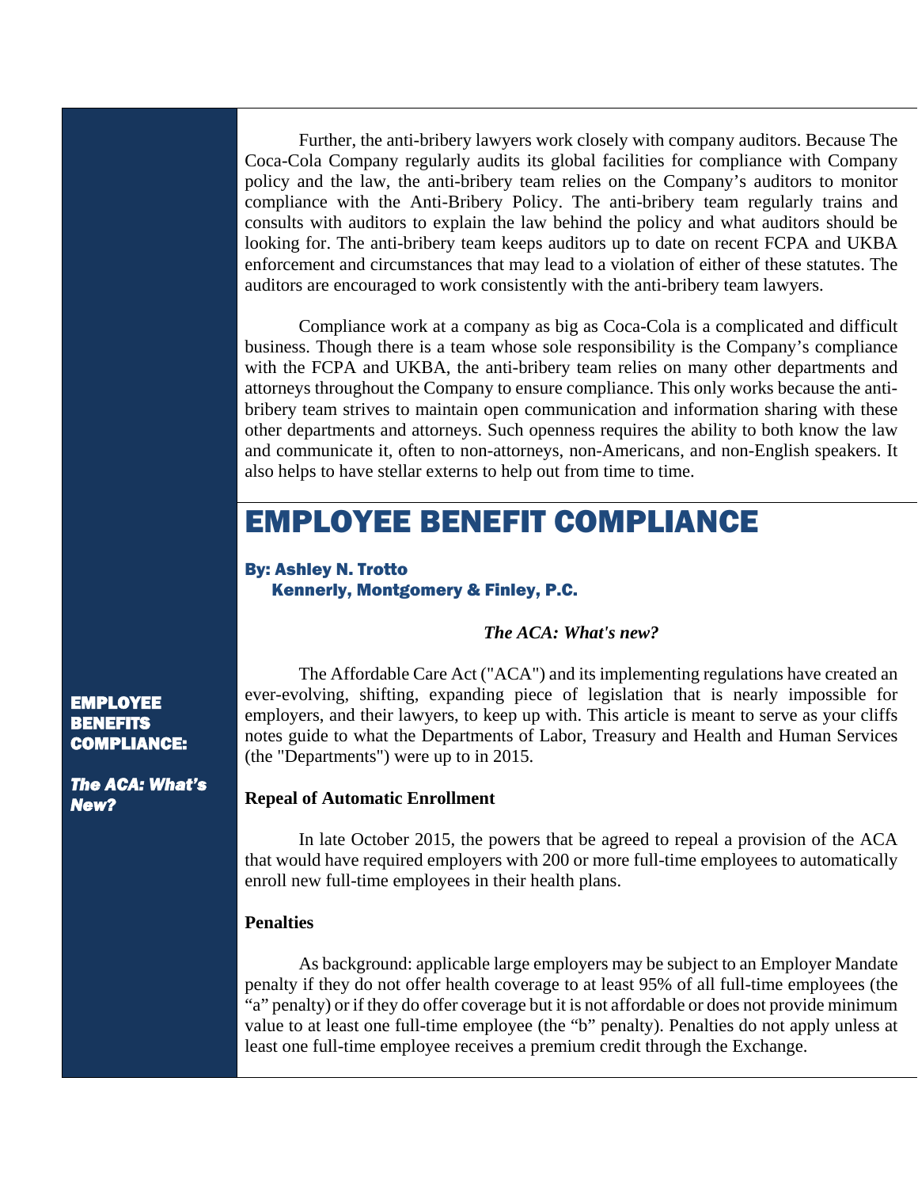Further, the anti-bribery lawyers work closely with company auditors. Because The Coca-Cola Company regularly audits its global facilities for compliance with Company policy and the law, the anti-bribery team relies on the Company's auditors to monitor compliance with the Anti-Bribery Policy. The anti-bribery team regularly trains and consults with auditors to explain the law behind the policy and what auditors should be looking for. The anti-bribery team keeps auditors up to date on recent FCPA and UKBA enforcement and circumstances that may lead to a violation of either of these statutes. The auditors are encouraged to work consistently with the anti-bribery team lawyers.

Compliance work at a company as big as Coca-Cola is a complicated and difficult business. Though there is a team whose sole responsibility is the Company's compliance with the FCPA and UKBA, the anti-bribery team relies on many other departments and attorneys throughout the Company to ensure compliance. This only works because the anti-bribery team strives to maintain open communication and information sharing with these other departments and attorneys. Such openness requires the ability to both know the law and communicate it, often to non-attorneys, non-Americans, and non-English speakers. It also helps to have stellar externs to help out from time to time.

# EMPLOYEE BENEFIT COMPLIANCE

**By: Ashley N. Trotto**
**Kennerly, Montgomery & Finley, P.C.**

***The ACA: What's new?***

**EMPLOYEE BENEFITS COMPLIANCE:**

***The ACA: What's New?***

The Affordable Care Act ("ACA") and its implementing regulations have created an ever-evolving, shifting, expanding piece of legislation that is nearly impossible for employers, and their lawyers, to keep up with. This article is meant to serve as your cliffs notes guide to what the Departments of Labor, Treasury and Health and Human Services (the "Departments") were up to in 2015.

**Repeal of Automatic Enrollment**

In late October 2015, the powers that be agreed to repeal a provision of the ACA that would have required employers with 200 or more full-time employees to automatically enroll new full-time employees in their health plans.

**Penalties**

As background: applicable large employers may be subject to an Employer Mandate penalty if they do not offer health coverage to at least 95% of all full-time employees (the "a" penalty) or if they do offer coverage but it is not affordable or does not provide minimum value to at least one full-time employee (the "b" penalty). Penalties do not apply unless at least one full-time employee receives a premium credit through the Exchange.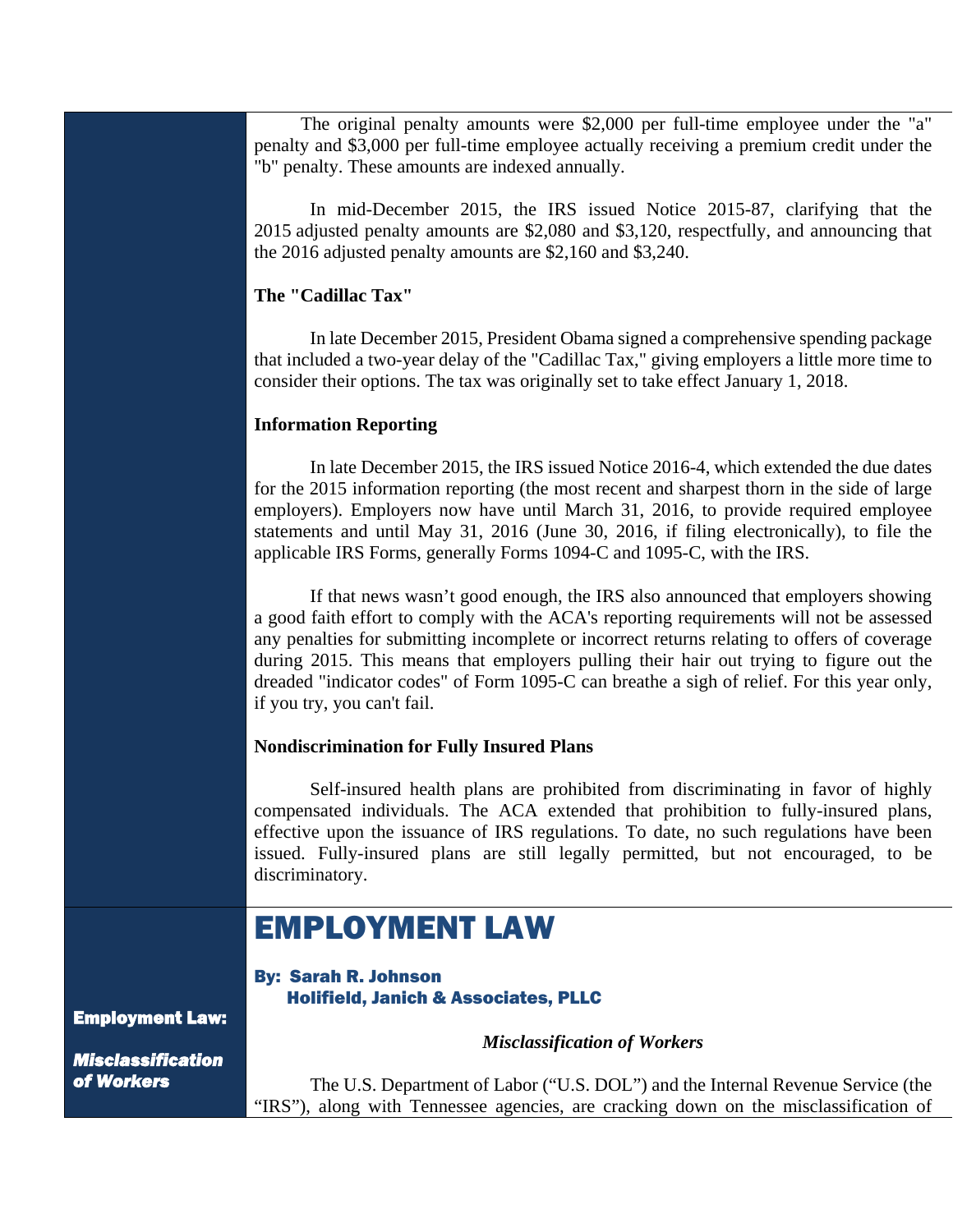The original penalty amounts were $2,000 per full-time employee under the "a" penalty and $3,000 per full-time employee actually receiving a premium credit under the "b" penalty. These amounts are indexed annually.

In mid-December 2015, the IRS issued Notice 2015-87, clarifying that the 2015 adjusted penalty amounts are $2,080 and $3,120, respectfully, and announcing that the 2016 adjusted penalty amounts are $2,160 and $3,240.

**The "Cadillac Tax"**

In late December 2015, President Obama signed a comprehensive spending package that included a two-year delay of the "Cadillac Tax," giving employers a little more time to consider their options. The tax was originally set to take effect January 1, 2018.

**Information Reporting**

In late December 2015, the IRS issued Notice 2016-4, which extended the due dates for the 2015 information reporting (the most recent and sharpest thorn in the side of large employers). Employers now have until March 31, 2016, to provide required employee statements and until May 31, 2016 (June 30, 2016, if filing electronically), to file the applicable IRS Forms, generally Forms 1094-C and 1095-C, with the IRS.

If that news wasn't good enough, the IRS also announced that employers showing a good faith effort to comply with the ACA's reporting requirements will not be assessed any penalties for submitting incomplete or incorrect returns relating to offers of coverage during 2015. This means that employers pulling their hair out trying to figure out the dreaded "indicator codes" of Form 1095-C can breathe a sigh of relief. For this year only, if you try, you can't fail.

**Nondiscrimination for Fully Insured Plans**

Self-insured health plans are prohibited from discriminating in favor of highly compensated individuals. The ACA extended that prohibition to fully-insured plans, effective upon the issuance of IRS regulations. To date, no such regulations have been issued. Fully-insured plans are still legally permitted, but not encouraged, to be discriminatory.

**Employment Law:**

***Misclassification of Workers***

# EMPLOYMENT LAW

**By: Sarah R. Johnson**
**Holifield, Janich & Associates, PLLC**

***Misclassification of Workers***

The U.S. Department of Labor ("U.S. DOL") and the Internal Revenue Service (the "IRS"), along with Tennessee agencies, are cracking down on the misclassification of